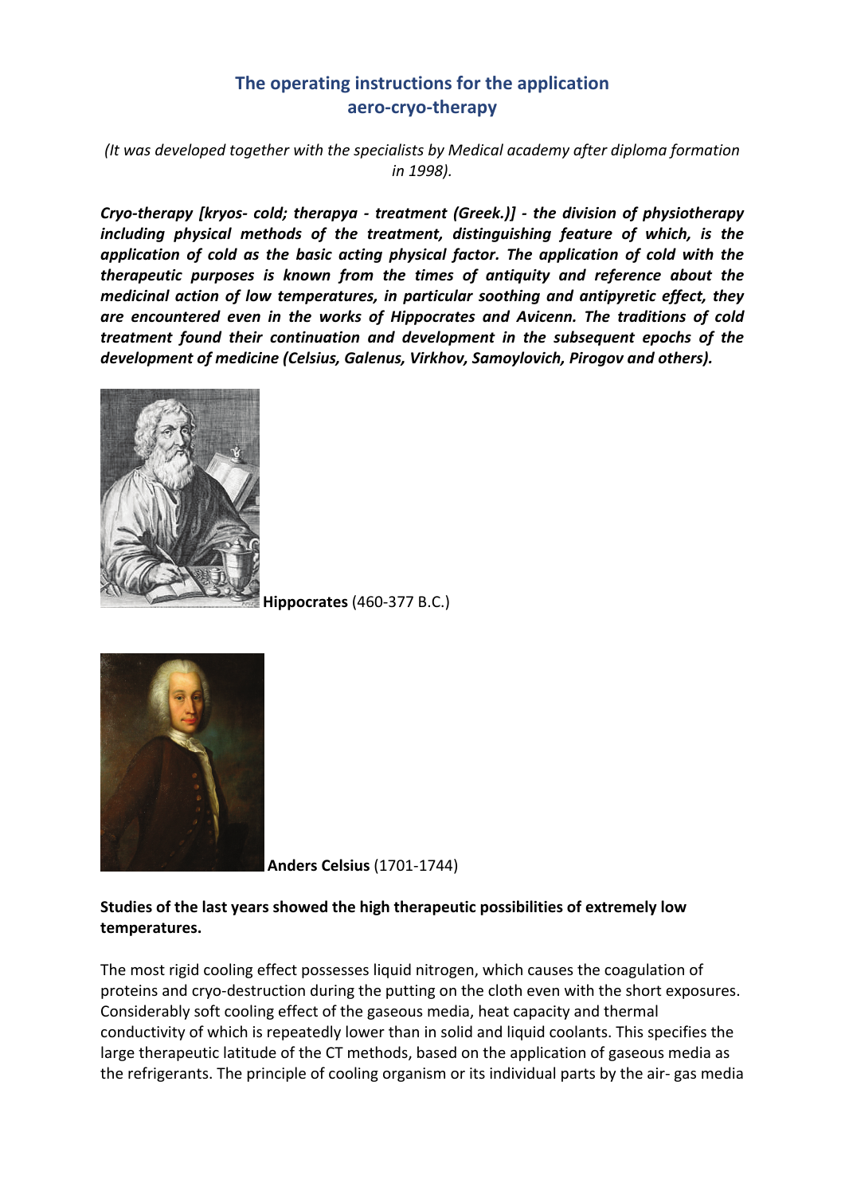# The operating instructions for the application aero-cryo-therapy

*(It was developed together with the specialists by Medical academy after diploma formation in 1998).*

***Cryo-therapy [kryos- cold; therapya - treatment (Greek.)] - the division of physiotherapy including physical methods of the treatment, distinguishing feature of which, is the application of cold as the basic acting physical factor. The application of cold with the therapeutic purposes is known from the times of antiquity and reference about the medicinal action of low temperatures, in particular soothing and antipyretic effect, they are encountered even in the works of Hippocrates and Avicenn. The traditions of cold treatment found their continuation and development in the subsequent epochs of the development of medicine (Celsius, Galenus, Virkhov, Samoylovich, Pirogov and others).***

**Hippocrates** (460-377 B.C.)

**Anders Celsius** (1701-1744)

**Studies of the last years showed the high therapeutic possibilities of extremely low temperatures.**

The most rigid cooling effect possesses liquid nitrogen, which causes the coagulation of proteins and cryo-destruction during the putting on the cloth even with the short exposures. Considerably soft cooling effect of the gaseous media, heat capacity and thermal conductivity of which is repeatedly lower than in solid and liquid coolants. This specifies the large therapeutic latitude of the CT methods, based on the application of gaseous media as the refrigerants. The principle of cooling organism or its individual parts by the air- gas media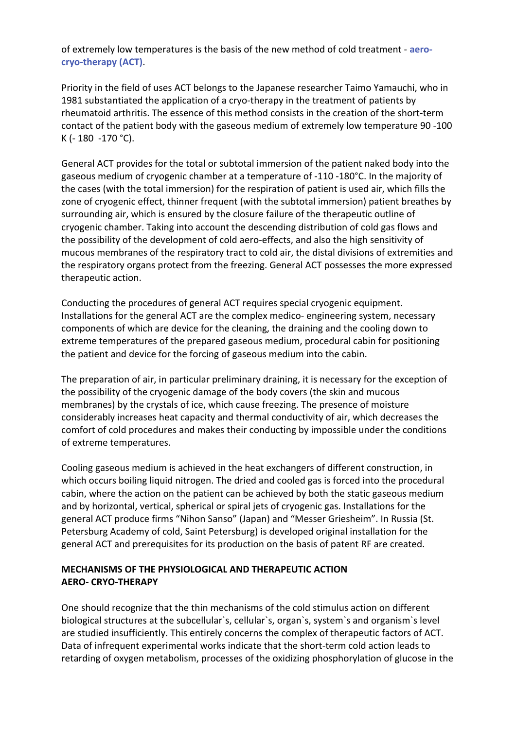of extremely low temperatures is the basis of the new method of cold treatment - **aero-cryo-therapy (ACT)**.

Priority in the field of uses ACT belongs to the Japanese researcher Taimo Yamauchi, who in 1981 substantiated the application of a cryo-therapy in the treatment of patients by rheumatoid arthritis. The essence of this method consists in the creation of the short-term contact of the patient body with the gaseous medium of extremely low temperature 90 -100 K (- 180 -170 °C).

General ACT provides for the total or subtotal immersion of the patient naked body into the gaseous medium of cryogenic chamber at a temperature of -110 -180°C. In the majority of the cases (with the total immersion) for the respiration of patient is used air, which fills the zone of cryogenic effect, thinner frequent (with the subtotal immersion) patient breathes by surrounding air, which is ensured by the closure failure of the therapeutic outline of cryogenic chamber. Taking into account the descending distribution of cold gas flows and the possibility of the development of cold aero-effects, and also the high sensitivity of mucous membranes of the respiratory tract to cold air, the distal divisions of extremities and the respiratory organs protect from the freezing. General ACT possesses the more expressed therapeutic action.

Conducting the procedures of general ACT requires special cryogenic equipment. Installations for the general ACT are the complex medico- engineering system, necessary components of which are device for the cleaning, the draining and the cooling down to extreme temperatures of the prepared gaseous medium, procedural cabin for positioning the patient and device for the forcing of gaseous medium into the cabin.

The preparation of air, in particular preliminary draining, it is necessary for the exception of the possibility of the cryogenic damage of the body covers (the skin and mucous membranes) by the crystals of ice, which cause freezing. The presence of moisture considerably increases heat capacity and thermal conductivity of air, which decreases the comfort of cold procedures and makes their conducting by impossible under the conditions of extreme temperatures.

Cooling gaseous medium is achieved in the heat exchangers of different construction, in which occurs boiling liquid nitrogen. The dried and cooled gas is forced into the procedural cabin, where the action on the patient can be achieved by both the static gaseous medium and by horizontal, vertical, spherical or spiral jets of cryogenic gas. Installations for the general ACT produce firms "Nihon Sanso" (Japan) and "Messer Griesheim". In Russia (St. Petersburg Academy of cold, Saint Petersburg) is developed original installation for the general ACT and prerequisites for its production on the basis of patent RF are created.

**MECHANISMS OF THE PHYSIOLOGICAL AND THERAPEUTIC ACTION AERO- CRYO-THERAPY**

One should recognize that the thin mechanisms of the cold stimulus action on different biological structures at the subcellular`s, cellular`s, organ`s, system`s and organism`s level are studied insufficiently. This entirely concerns the complex of therapeutic factors of ACT. Data of infrequent experimental works indicate that the short-term cold action leads to retarding of oxygen metabolism, processes of the oxidizing phosphorylation of glucose in the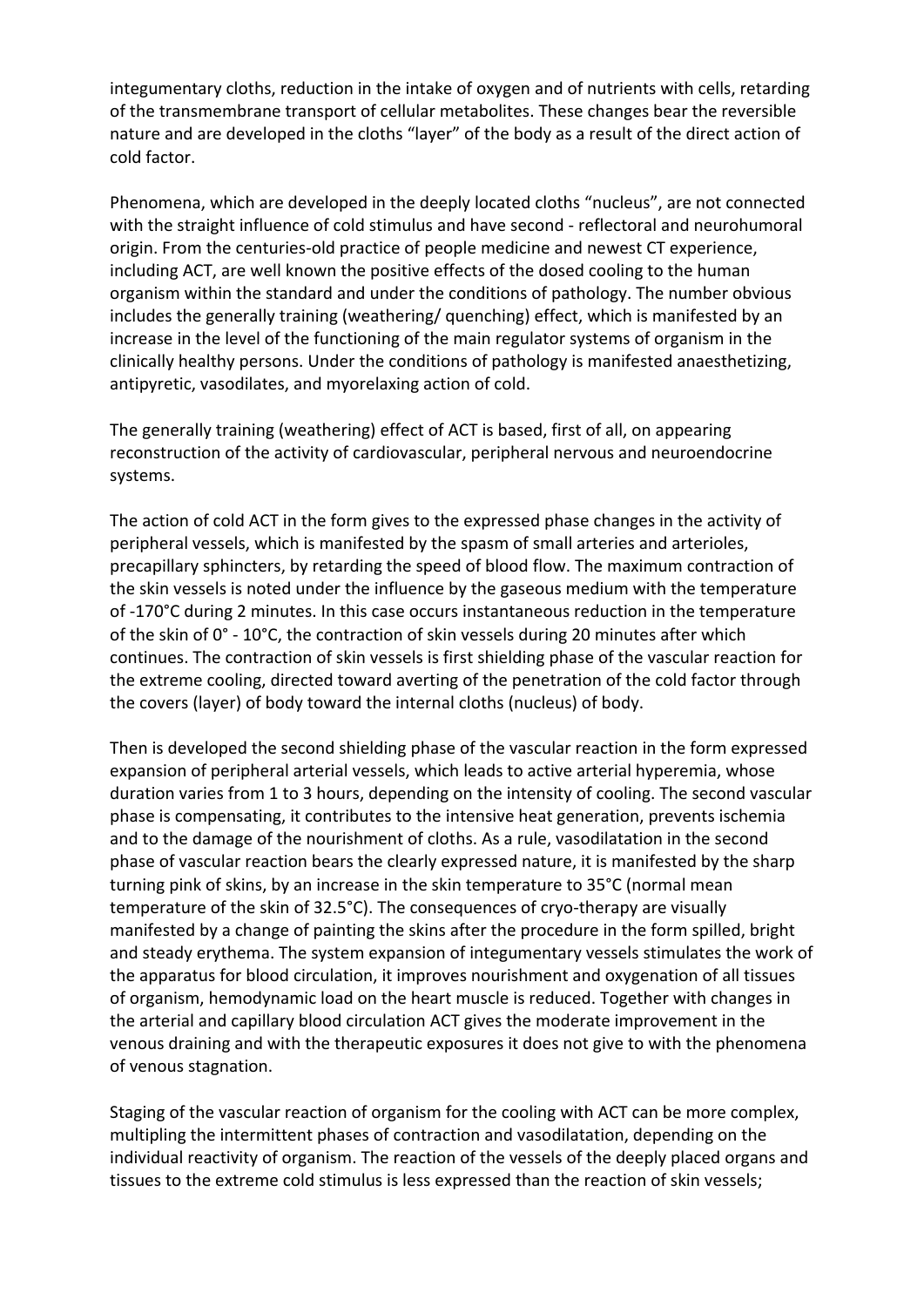integumentary cloths, reduction in the intake of oxygen and of nutrients with cells, retarding of the transmembrane transport of cellular metabolites. These changes bear the reversible nature and are developed in the cloths "layer" of the body as a result of the direct action of cold factor.

Phenomena, which are developed in the deeply located cloths "nucleus", are not connected with the straight influence of cold stimulus and have second - reflectoral and neurohumoral origin. From the centuries-old practice of people medicine and newest CT experience, including ACT, are well known the positive effects of the dosed cooling to the human organism within the standard and under the conditions of pathology. The number obvious includes the generally training (weathering/ quenching) effect, which is manifested by an increase in the level of the functioning of the main regulator systems of organism in the clinically healthy persons. Under the conditions of pathology is manifested anaesthetizing, antipyretic, vasodilates, and myorelaxing action of cold.

The generally training (weathering) effect of ACT is based, first of all, on appearing reconstruction of the activity of cardiovascular, peripheral nervous and neuroendocrine systems.

The action of cold ACT in the form gives to the expressed phase changes in the activity of peripheral vessels, which is manifested by the spasm of small arteries and arterioles, precapillary sphincters, by retarding the speed of blood flow. The maximum contraction of the skin vessels is noted under the influence by the gaseous medium with the temperature of -170°C during 2 minutes. In this case occurs instantaneous reduction in the temperature of the skin of 0° - 10°C, the contraction of skin vessels during 20 minutes after which continues. The contraction of skin vessels is first shielding phase of the vascular reaction for the extreme cooling, directed toward averting of the penetration of the cold factor through the covers (layer) of body toward the internal cloths (nucleus) of body.

Then is developed the second shielding phase of the vascular reaction in the form expressed expansion of peripheral arterial vessels, which leads to active arterial hyperemia, whose duration varies from 1 to 3 hours, depending on the intensity of cooling. The second vascular phase is compensating, it contributes to the intensive heat generation, prevents ischemia and to the damage of the nourishment of cloths. As a rule, vasodilatation in the second phase of vascular reaction bears the clearly expressed nature, it is manifested by the sharp turning pink of skins, by an increase in the skin temperature to 35°C (normal mean temperature of the skin of 32.5°C). The consequences of cryo-therapy are visually manifested by a change of painting the skins after the procedure in the form spilled, bright and steady erythema. The system expansion of integumentary vessels stimulates the work of the apparatus for blood circulation, it improves nourishment and oxygenation of all tissues of organism, hemodynamic load on the heart muscle is reduced. Together with changes in the arterial and capillary blood circulation ACT gives the moderate improvement in the venous draining and with the therapeutic exposures it does not give to with the phenomena of venous stagnation.

Staging of the vascular reaction of organism for the cooling with ACT can be more complex, multipling the intermittent phases of contraction and vasodilatation, depending on the individual reactivity of organism. The reaction of the vessels of the deeply placed organs and tissues to the extreme cold stimulus is less expressed than the reaction of skin vessels;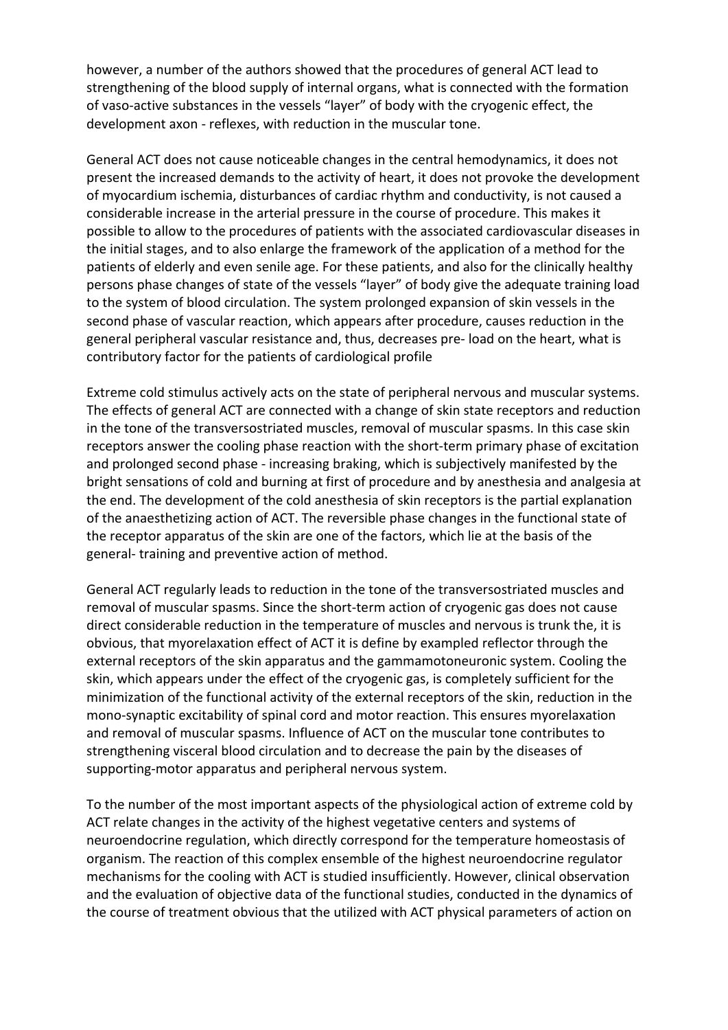however, a number of the authors showed that the procedures of general ACT lead to strengthening of the blood supply of internal organs, what is connected with the formation of vaso-active substances in the vessels "layer" of body with the cryogenic effect, the development axon - reflexes, with reduction in the muscular tone.

General ACT does not cause noticeable changes in the central hemodynamics, it does not present the increased demands to the activity of heart, it does not provoke the development of myocardium ischemia, disturbances of cardiac rhythm and conductivity, is not caused a considerable increase in the arterial pressure in the course of procedure. This makes it possible to allow to the procedures of patients with the associated cardiovascular diseases in the initial stages, and to also enlarge the framework of the application of a method for the patients of elderly and even senile age. For these patients, and also for the clinically healthy persons phase changes of state of the vessels "layer" of body give the adequate training load to the system of blood circulation. The system prolonged expansion of skin vessels in the second phase of vascular reaction, which appears after procedure, causes reduction in the general peripheral vascular resistance and, thus, decreases pre- load on the heart, what is contributory factor for the patients of cardiological profile

Extreme cold stimulus actively acts on the state of peripheral nervous and muscular systems. The effects of general ACT are connected with a change of skin state receptors and reduction in the tone of the transversostriated muscles, removal of muscular spasms. In this case skin receptors answer the cooling phase reaction with the short-term primary phase of excitation and prolonged second phase - increasing braking, which is subjectively manifested by the bright sensations of cold and burning at first of procedure and by anesthesia and analgesia at the end. The development of the cold anesthesia of skin receptors is the partial explanation of the anaesthetizing action of ACT. The reversible phase changes in the functional state of the receptor apparatus of the skin are one of the factors, which lie at the basis of the general- training and preventive action of method.

General ACT regularly leads to reduction in the tone of the transversostriated muscles and removal of muscular spasms. Since the short-term action of cryogenic gas does not cause direct considerable reduction in the temperature of muscles and nervous is trunk the, it is obvious, that myorelaxation effect of ACT it is define by exampled reflector through the external receptors of the skin apparatus and the gammamotoneuronic system. Cooling the skin, which appears under the effect of the cryogenic gas, is completely sufficient for the minimization of the functional activity of the external receptors of the skin, reduction in the mono-synaptic excitability of spinal cord and motor reaction. This ensures myorelaxation and removal of muscular spasms. Influence of ACT on the muscular tone contributes to strengthening visceral blood circulation and to decrease the pain by the diseases of supporting-motor apparatus and peripheral nervous system.

To the number of the most important aspects of the physiological action of extreme cold by ACT relate changes in the activity of the highest vegetative centers and systems of neuroendocrine regulation, which directly correspond for the temperature homeostasis of organism. The reaction of this complex ensemble of the highest neuroendocrine regulator mechanisms for the cooling with ACT is studied insufficiently. However, clinical observation and the evaluation of objective data of the functional studies, conducted in the dynamics of the course of treatment obvious that the utilized with ACT physical parameters of action on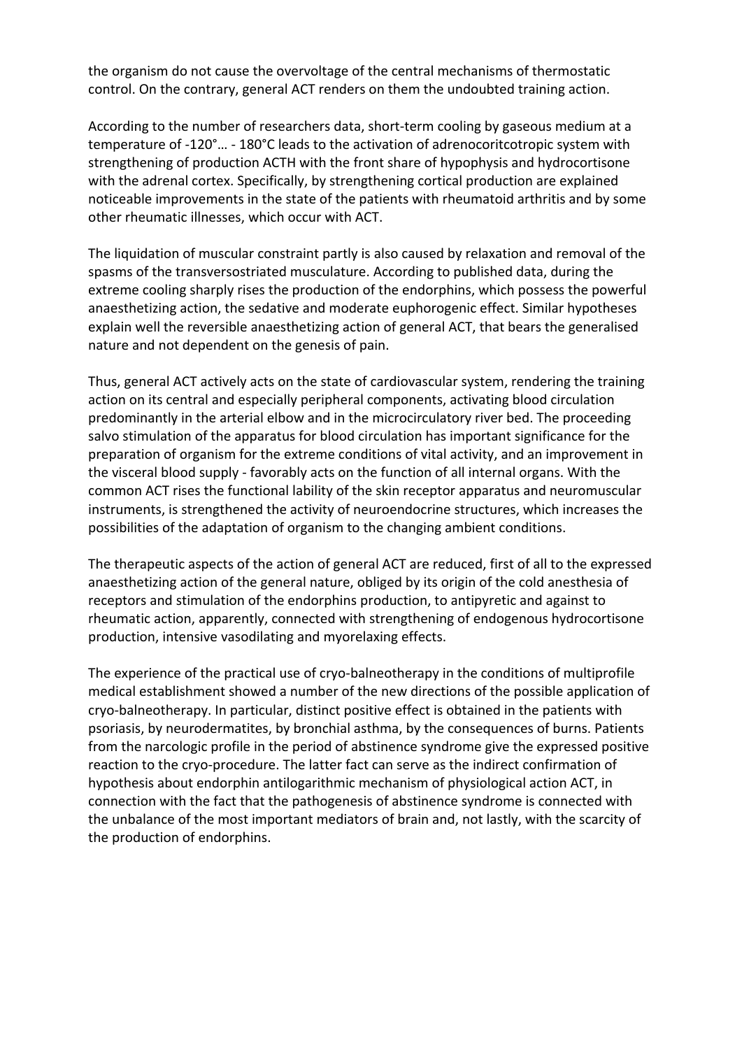the organism do not cause the overvoltage of the central mechanisms of thermostatic control. On the contrary, general ACT renders on them the undoubted training action.

According to the number of researchers data, short-term cooling by gaseous medium at a temperature of -120°… - 180°C leads to the activation of adrenocoritcotropic system with strengthening of production ACTH with the front share of hypophysis and hydrocortisone with the adrenal cortex. Specifically, by strengthening cortical production are explained noticeable improvements in the state of the patients with rheumatoid arthritis and by some other rheumatic illnesses, which occur with ACT.

The liquidation of muscular constraint partly is also caused by relaxation and removal of the spasms of the transversostriated musculature. According to published data, during the extreme cooling sharply rises the production of the endorphins, which possess the powerful anaesthetizing action, the sedative and moderate euphorogenic effect. Similar hypotheses explain well the reversible anaesthetizing action of general ACT, that bears the generalised nature and not dependent on the genesis of pain.

Thus, general ACT actively acts on the state of cardiovascular system, rendering the training action on its central and especially peripheral components, activating blood circulation predominantly in the arterial elbow and in the microcirculatory river bed. The proceeding salvo stimulation of the apparatus for blood circulation has important significance for the preparation of organism for the extreme conditions of vital activity, and an improvement in the visceral blood supply - favorably acts on the function of all internal organs. With the common ACT rises the functional lability of the skin receptor apparatus and neuromuscular instruments, is strengthened the activity of neuroendocrine structures, which increases the possibilities of the adaptation of organism to the changing ambient conditions.

The therapeutic aspects of the action of general ACT are reduced, first of all to the expressed anaesthetizing action of the general nature, obliged by its origin of the cold anesthesia of receptors and stimulation of the endorphins production, to antipyretic and against to rheumatic action, apparently, connected with strengthening of endogenous hydrocortisone production, intensive vasodilating and myorelaxing effects.

The experience of the practical use of cryo-balneotherapy in the conditions of multiprofile medical establishment showed a number of the new directions of the possible application of cryo-balneotherapy. In particular, distinct positive effect is obtained in the patients with psoriasis, by neurodermatites, by bronchial asthma, by the consequences of burns. Patients from the narcologic profile in the period of abstinence syndrome give the expressed positive reaction to the cryo-procedure. The latter fact can serve as the indirect confirmation of hypothesis about endorphin antilogarithmic mechanism of physiological action ACT, in connection with the fact that the pathogenesis of abstinence syndrome is connected with the unbalance of the most important mediators of brain and, not lastly, with the scarcity of the production of endorphins.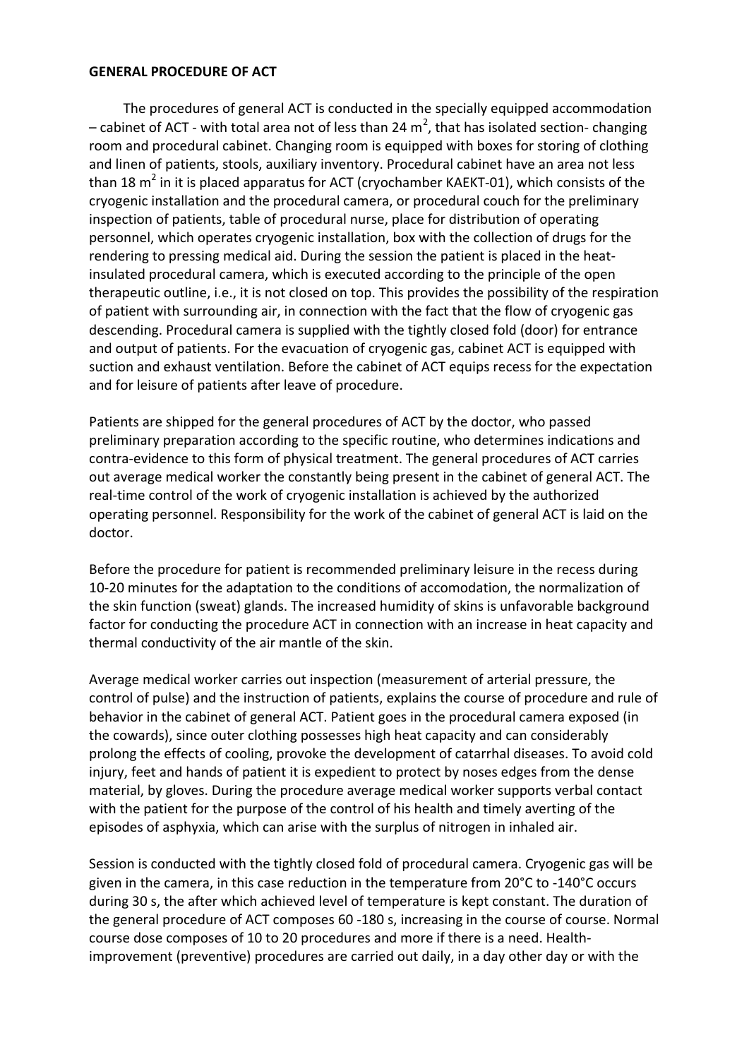**GENERAL PROCEDURE OF ACT**

The procedures of general ACT is conducted in the specially equipped accommodation – cabinet of ACT - with total area not of less than 24 $m^2$, that has isolated section- changing room and procedural cabinet. Changing room is equipped with boxes for storing of clothing and linen of patients, stools, auxiliary inventory. Procedural cabinet have an area not less than 18 $m^2$ in it is placed apparatus for ACT (cryochamber KAEKT-01), which consists of the cryogenic installation and the procedural camera, or procedural couch for the preliminary inspection of patients, table of procedural nurse, place for distribution of operating personnel, which operates cryogenic installation, box with the collection of drugs for the rendering to pressing medical aid. During the session the patient is placed in the heat-insulated procedural camera, which is executed according to the principle of the open therapeutic outline, i.e., it is not closed on top. This provides the possibility of the respiration of patient with surrounding air, in connection with the fact that the flow of cryogenic gas descending. Procedural camera is supplied with the tightly closed fold (door) for entrance and output of patients. For the evacuation of cryogenic gas, cabinet ACT is equipped with suction and exhaust ventilation. Before the cabinet of ACT equips recess for the expectation and for leisure of patients after leave of procedure.

Patients are shipped for the general procedures of ACT by the doctor, who passed preliminary preparation according to the specific routine, who determines indications and contra-evidence to this form of physical treatment. The general procedures of ACT carries out average medical worker the constantly being present in the cabinet of general ACT. The real-time control of the work of cryogenic installation is achieved by the authorized operating personnel. Responsibility for the work of the cabinet of general ACT is laid on the doctor.

Before the procedure for patient is recommended preliminary leisure in the recess during 10-20 minutes for the adaptation to the conditions of accomodation, the normalization of the skin function (sweat) glands. The increased humidity of skins is unfavorable background factor for conducting the procedure ACT in connection with an increase in heat capacity and thermal conductivity of the air mantle of the skin.

Average medical worker carries out inspection (measurement of arterial pressure, the control of pulse) and the instruction of patients, explains the course of procedure and rule of behavior in the cabinet of general ACT. Patient goes in the procedural camera exposed (in the cowards), since outer clothing possesses high heat capacity and can considerably prolong the effects of cooling, provoke the development of catarrhal diseases. To avoid cold injury, feet and hands of patient it is expedient to protect by noses edges from the dense material, by gloves. During the procedure average medical worker supports verbal contact with the patient for the purpose of the control of his health and timely averting of the episodes of asphyxia, which can arise with the surplus of nitrogen in inhaled air.

Session is conducted with the tightly closed fold of procedural camera. Cryogenic gas will be given in the camera, in this case reduction in the temperature from 20°C to -140°C occurs during 30 s, the after which achieved level of temperature is kept constant. The duration of the general procedure of ACT composes 60 -180 s, increasing in the course of course. Normal course dose composes of 10 to 20 procedures and more if there is a need. Health-improvement (preventive) procedures are carried out daily, in a day other day or with the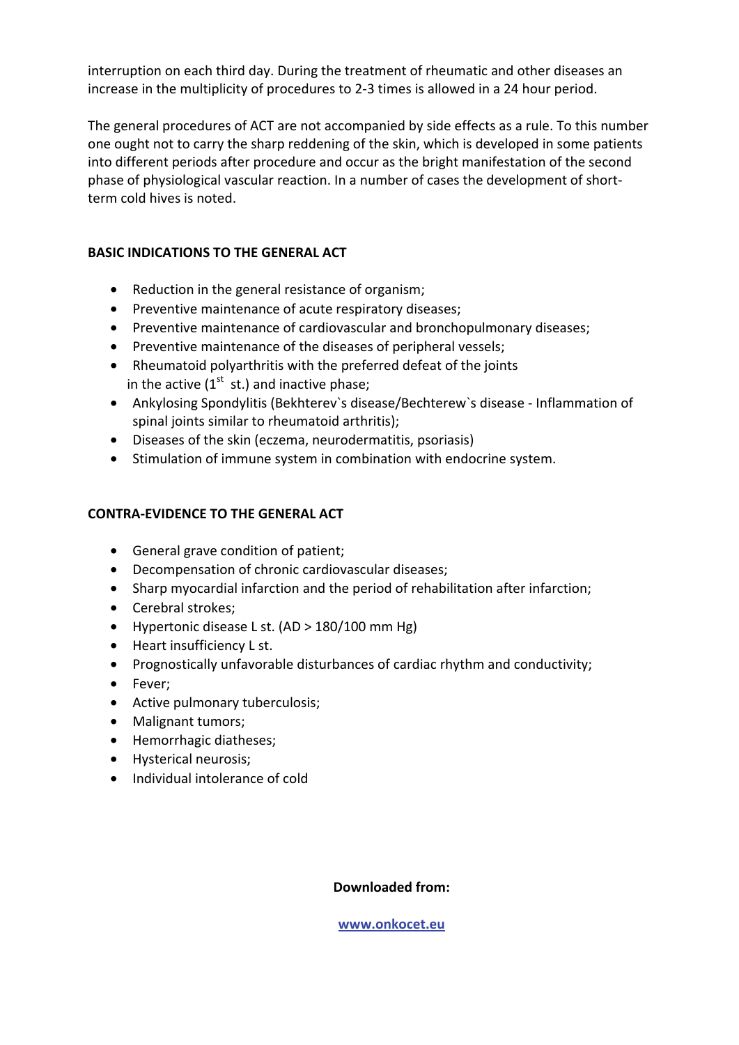interruption on each third day. During the treatment of rheumatic and other diseases an increase in the multiplicity of procedures to 2-3 times is allowed in a 24 hour period.

The general procedures of ACT are not accompanied by side effects as a rule. To this number one ought not to carry the sharp reddening of the skin, which is developed in some patients into different periods after procedure and occur as the bright manifestation of the second phase of physiological vascular reaction. In a number of cases the development of short-term cold hives is noted.

**BASIC INDICATIONS TO THE GENERAL ACT**

- Reduction in the general resistance of organism;
- Preventive maintenance of acute respiratory diseases;
- Preventive maintenance of cardiovascular and bronchopulmonary diseases;
- Preventive maintenance of the diseases of peripheral vessels;
- Rheumatoid polyarthritis with the preferred defeat of the joints in the active (1st st.) and inactive phase;
- Ankylosing Spondylitis (Bekhterev`s disease/Bechterew`s disease - Inflammation of spinal joints similar to rheumatoid arthritis);
- Diseases of the skin (eczema, neurodermatitis, psoriasis)
- Stimulation of immune system in combination with endocrine system.

**CONTRA-EVIDENCE TO THE GENERAL ACT**

- General grave condition of patient;
- Decompensation of chronic cardiovascular diseases;
- Sharp myocardial infarction and the period of rehabilitation after infarction;
- Cerebral strokes;
- Hypertonic disease L st. (AD > 180/100 mm Hg)
- Heart insufficiency L st.
- Prognostically unfavorable disturbances of cardiac rhythm and conductivity;
- Fever;
- Active pulmonary tuberculosis;
- Malignant tumors;
- Hemorrhagic diatheses;
- Hysterical neurosis;
- Individual intolerance of cold

**Downloaded from:**

**www.onkocet.eu**